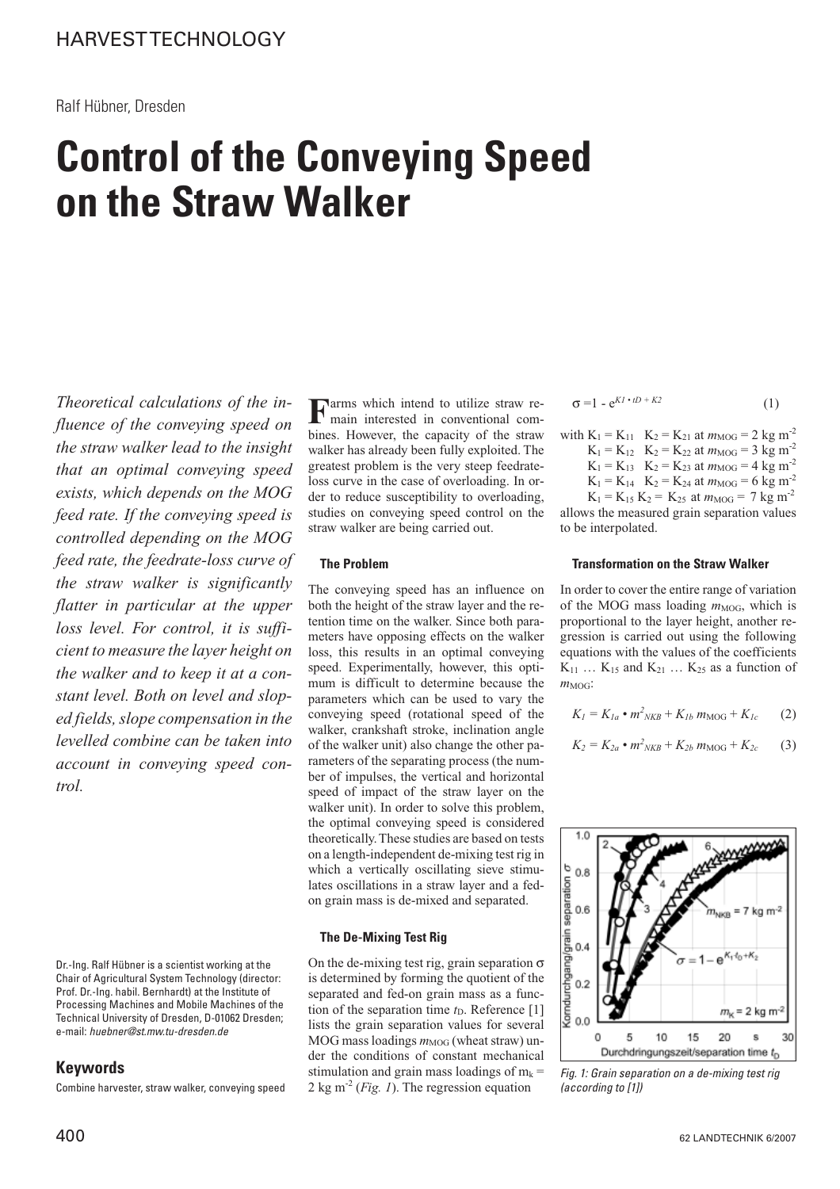HARVEST TECHNOLOGY

Ralf Hübner, Dresden

# Control of the Conveying Speed on the Straw Walker

*Theoretical calculations of the influence of the conveying speed on the straw walker lead to the insight that an optimal conveying speed exists, which depends on the MOG feed rate. If the conveying speed is controlled depending on the MOG feed rate, the feedrate-loss curve of the straw walker is significantly flatter in particular at the upper loss level. For control, it is sufficient to measure the layer height on the walker and to keep it at a constant level. Both on level and sloped fields, slope compensation in the levelled combine can be taken into account in conveying speed control.*

Dr.-Ing. Ralf Hübner is a scientist working at the Chair of Agricultural System Technology (director: Prof. Dr.-Ing. habil. Bernhardt) at the Institute of Processing Machines and Mobile Machines of the Technical University of Dresden, D-01062 Dresden; e-mail: *huebner@st.mw.tu-dresden.de*

## Keywords

Combine harvester, straw walker, conveying speed

Farms which intend to utilize straw remain interested in conventional combines. However, the capacity of the straw walker has already been fully exploited. The greatest problem is the very steep feedrate-loss curve in the case of overloading. In order to reduce susceptibility to overloading, studies on conveying speed control on the straw walker are being carried out.

### The Problem

The conveying speed has an influence on both the height of the straw layer and the retention time on the walker. Since both parameters have opposing effects on the walker loss, this results in an optimal conveying speed. Experimentally, however, this optimum is difficult to determine because the parameters which can be used to vary the conveying speed (rotational speed of the walker, crankshaft stroke, inclination angle of the walker unit) also change the other parameters of the separating process (the number of impulses, the vertical and horizontal speed of impact of the straw layer on the walker unit). In order to solve this problem, the optimal conveying speed is considered theoretically. These studies are based on tests on a length-independent de-mixing test rig in which a vertically oscillating sieve stimulates oscillations in a straw layer and a fed-on grain mass is de-mixed and separated.

### The De-Mixing Test Rig

On the de-mixing test rig, grain separation $\sigma$ is determined by forming the quotient of the separated and fed-on grain mass as a function of the separation time $t_D$. Reference [1] lists the grain separation values for several MOG mass loadings $m_{MOG}$ (wheat straw) under the conditions of constant mechanical stimulation and grain mass loadings of $m_k = 2$ kg m$^{-2}$ (*Fig. 1*). The regression equation

$$\sigma = 1 - e^{K_1 \cdot t_D + K_2} \qquad (1)$$

with $K_1 = K_{11}$ $K_2 = K_{21}$ at $m_{MOG} = 2$ kg m$^{-2}$
$K_1 = K_{12}$ $K_2 = K_{22}$ at $m_{MOG} = 3$ kg m$^{-2}$
$K_1 = K_{13}$ $K_2 = K_{23}$ at $m_{MOG} = 4$ kg m$^{-2}$
$K_1 = K_{14}$ $K_2 = K_{24}$ at $m_{MOG} = 6$ kg m$^{-2}$
$K_1 = K_{15}$ $K_2 = K_{25}$ at $m_{MOG} = 7$ kg m$^{-2}$
allows the measured grain separation values to be interpolated.

### Transformation on the Straw Walker

In order to cover the entire range of variation of the MOG mass loading $m_{MOG}$, which is proportional to the layer height, another regression is carried out using the following equations with the values of the coefficients $K_{11} \dots K_{15}$ and $K_{21} \dots K_{25}$ as a function of $m_{MOG}$:

$$K_1 = K_{1a} \cdot m^2_{NKB} + K_{1b}\, m_{MOG} + K_{1c} \qquad (2)$$

$$K_2 = K_{2a} \cdot m^2_{NKB} + K_{2b}\, m_{MOG} + K_{2c} \qquad (3)$$

*Fig. 1: Grain separation on a de-mixing test rig (according to [1])*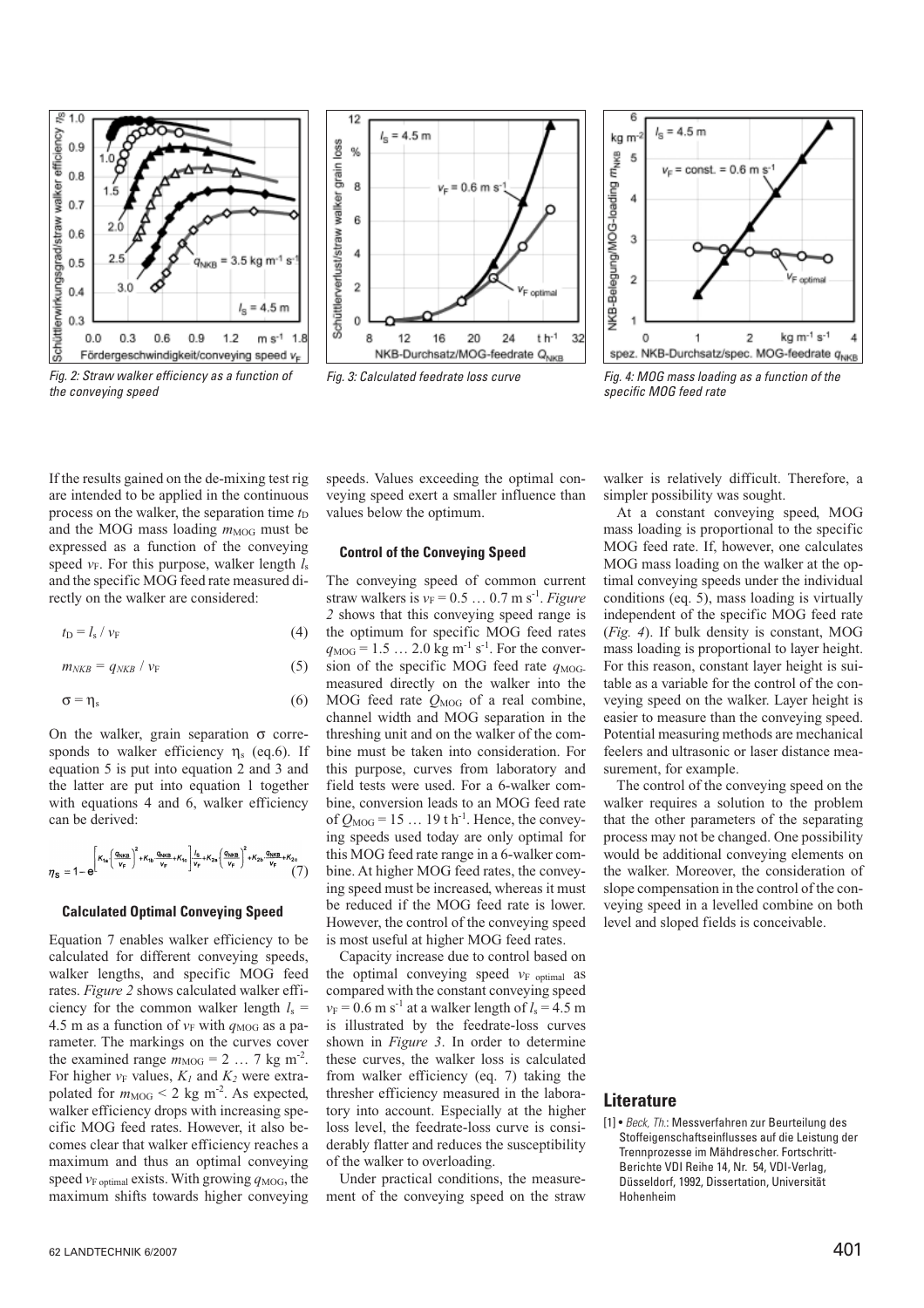Schüttlerwirkungsgrad/straw walker efficiency $\eta_S$

1.0 0.9 0.8 0.7 0.6 0.5 0.4 0.3

1.0 1.5 2.0 2.5 3.0

$q_{NKB}$ = 3.5 kg m⁻¹ s⁻¹

$l_S$ = 4.5 m

0.0 0.3 0.6 0.9 1.2 m s⁻¹ 1.8

Fördergeschwindigkeit/conveying speed $v_F$

*Fig. 2: Straw walker efficiency as a function of the conveying speed*

Schüttlerverlust/straw walker grain loss

12 % 8 6 4 2 0

$l_S$ = 4.5 m

$v_F$ = 0.6 m s⁻¹

$v_{F\ optimal}$

8 12 16 20 24 t h⁻¹ 32

NKB-Durchsatz/MOG-feedrate $Q_{NKB}$

*Fig. 3: Calculated feedrate loss curve*

NKB-Belegung/MOG-loading $m_{NKB}$

6 kg m⁻² 5 4 3 2 1

$l_S$ = 4.5 m

$v_F$ = const. = 0.6 m s⁻¹

$v_{F\ optimal}$

0 1 2 kg m⁻¹ s⁻¹ 4

spez. NKB-Durchsatz/spec. MOG-feedrate $q_{NKB}$

*Fig. 4: MOG mass loading as a function of the specific MOG feed rate*

If the results gained on the de-mixing test rig are intended to be applied in the continuous process on the walker, the separation time $t_D$ and the MOG mass loading $m_{MOG}$ must be expressed as a function of the conveying speed $v_F$. For this purpose, walker length $l_s$ and the specific MOG feed rate measured directly on the walker are considered:

$$t_D = l_s / v_F \qquad (4)$$

$$m_{NKB} = q_{NKB} / v_F \qquad (5)$$

$$\sigma = \eta_s \qquad (6)$$

On the walker, grain separation $\sigma$ corresponds to walker efficiency $\eta_s$ (eq.6). If equation 5 is put into equation 2 and 3 and the latter are put into equation 1 together with equations 4 and 6, walker efficiency can be derived:

$$\eta_S = 1 - e^{\left[K_{1a}\left(\frac{q_{NKB}}{v_F}\right)^2 + K_{1b}\frac{q_{NKB}}{v_F} + K_{1c}\right]\frac{l_S}{v_F} + K_{2a}\left(\frac{q_{NKB}}{v_F}\right)^2 + K_{2b}\frac{q_{NKB}}{v_F} + K_{2c}} \qquad (7)$$

#### Calculated Optimal Conveying Speed

Equation 7 enables walker efficiency to be calculated for different conveying speeds, walker lengths, and specific MOG feed rates. *Figure 2* shows calculated walker efficiency for the common walker length $l_s$ = 4.5 m as a function of $v_F$ with $q_{MOG}$ as a parameter. The markings on the curves cover the examined range $m_{MOG}$ = 2 … 7 kg m$^{-2}$. For higher $v_F$ values, $K_1$ and $K_2$ were extrapolated for $m_{MOG}$ < 2 kg m$^{-2}$. As expected, walker efficiency drops with increasing specific MOG feed rates. However, it also becomes clear that walker efficiency reaches a maximum and thus an optimal conveying speed $v_{F\ optimal}$ exists. With growing $q_{MOG}$, the maximum shifts towards higher conveying speeds. Values exceeding the optimal conveying speed exert a smaller influence than values below the optimum.

#### Control of the Conveying Speed

The conveying speed of common current straw walkers is $v_F$ = 0.5 … 0.7 m s$^{-1}$. *Figure 2* shows that this conveying speed range is the optimum for specific MOG feed rates $q_{MOG}$ = 1.5 … 2.0 kg m$^{-1}$ s$^{-1}$. For the conversion of the specific MOG feed rate $q_{MOG}$-measured directly on the walker into the MOG feed rate $Q_{MOG}$ of a real combine, channel width and MOG separation in the threshing unit and on the walker of the combine must be taken into consideration. For this purpose, curves from laboratory and field tests were used. For a 6-walker combine, conversion leads to an MOG feed rate of $Q_{MOG}$ = 15 … 19 t h$^{-1}$. Hence, the conveying speeds used today are only optimal for this MOG feed rate range in a 6-walker combine. At higher MOG feed rates, the conveying speed must be increased, whereas it must be reduced if the MOG feed rate is lower. However, the control of the conveying speed is most useful at higher MOG feed rates.

Capacity increase due to control based on the optimal conveying speed $v_{F\ optimal}$ as compared with the constant conveying speed $v_F$ = 0.6 m s$^{-1}$ at a walker length of $l_s$ = 4.5 m is illustrated by the feedrate-loss curves shown in *Figure 3*. In order to determine these curves, the walker loss is calculated from walker efficiency (eq. 7) taking the thresher efficiency measured in the laboratory into account. Especially at the higher loss level, the feedrate-loss curve is considerably flatter and reduces the susceptibility of the walker to overloading.

Under practical conditions, the measurement of the conveying speed on the straw walker is relatively difficult. Therefore, a simpler possibility was sought.

At a constant conveying speed, MOG mass loading is proportional to the specific MOG feed rate. If, however, one calculates MOG mass loading on the walker at the optimal conveying speeds under the individual conditions (eq. 5), mass loading is virtually independent of the specific MOG feed rate (*Fig. 4*). If bulk density is constant, MOG mass loading is proportional to layer height. For this reason, constant layer height is suitable as a variable for the control of the conveying speed on the walker. Layer height is easier to measure than the conveying speed. Potential measuring methods are mechanical feelers and ultrasonic or laser distance measurement, for example.

The control of the conveying speed on the walker requires a solution to the problem that the other parameters of the separating process may not be changed. One possibility would be additional conveying elements on the walker. Moreover, the consideration of slope compensation in the control of the conveying speed in a levelled combine on both level and sloped fields is conceivable.

## Literature

[1] • *Beck, Th.*: Messverfahren zur Beurteilung des Stoffeigenschaftseinflusses auf die Leistung der Trennprozesse im Mähdrescher. Fortschritt-Berichte VDI Reihe 14, Nr. 54, VDI-Verlag, Düsseldorf, 1992, Dissertation, Universität Hohenheim